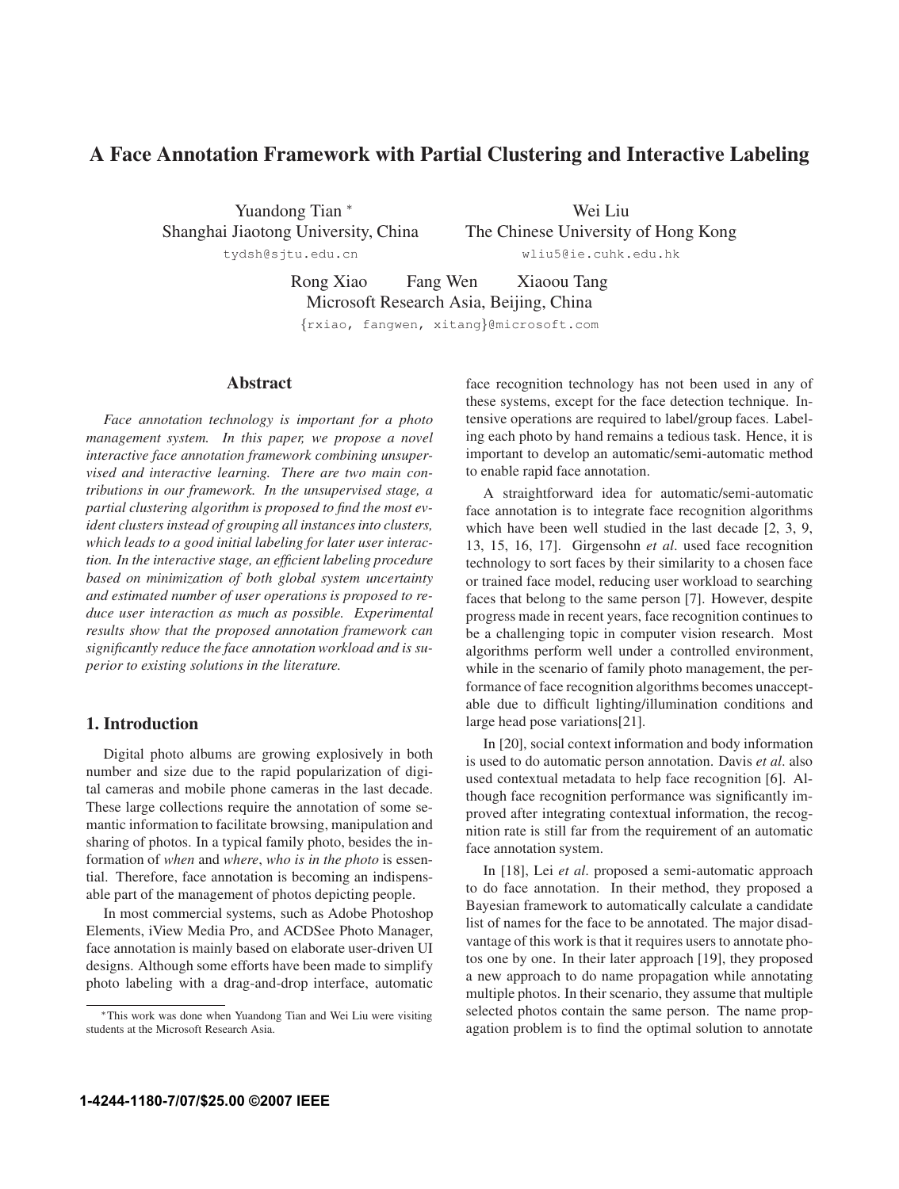# A Face Annotation Framework with Partial Clustering and Interactive Labeling

Yuandong Tian *
Shanghai Jiaotong University, China
tydsh@sjtu.edu.cn

Wei Liu
The Chinese University of Hong Kong
wliu5@ie.cuhk.edu.hk

Rong Xiao  Fang Wen  Xiaoou Tang
Microsoft Research Asia, Beijing, China
{rxiao, fangwen, xitang}@microsoft.com

## Abstract

*Face annotation technology is important for a photo management system. In this paper, we propose a novel interactive face annotation framework combining unsupervised and interactive learning. There are two main contributions in our framework. In the unsupervised stage, a partial clustering algorithm is proposed to find the most evident clusters instead of grouping all instances into clusters, which leads to a good initial labeling for later user interaction. In the interactive stage, an efficient labeling procedure based on minimization of both global system uncertainty and estimated number of user operations is proposed to reduce user interaction as much as possible. Experimental results show that the proposed annotation framework can significantly reduce the face annotation workload and is superior to existing solutions in the literature.*

## 1. Introduction

Digital photo albums are growing explosively in both number and size due to the rapid popularization of digital cameras and mobile phone cameras in the last decade. These large collections require the annotation of some semantic information to facilitate browsing, manipulation and sharing of photos. In a typical family photo, besides the information of *when* and *where*, *who is in the photo* is essential. Therefore, face annotation is becoming an indispensable part of the management of photos depicting people.

In most commercial systems, such as Adobe Photoshop Elements, iView Media Pro, and ACDSee Photo Manager, face annotation is mainly based on elaborate user-driven UI designs. Although some efforts have been made to simplify photo labeling with a drag-and-drop interface, automatic face recognition technology has not been used in any of these systems, except for the face detection technique. Intensive operations are required to label/group faces. Labeling each photo by hand remains a tedious task. Hence, it is important to develop an automatic/semi-automatic method to enable rapid face annotation.

A straightforward idea for automatic/semi-automatic face annotation is to integrate face recognition algorithms which have been well studied in the last decade [2, 3, 9, 13, 15, 16, 17]. Girgensohn *et al*. used face recognition technology to sort faces by their similarity to a chosen face or trained face model, reducing user workload to searching faces that belong to the same person [7]. However, despite progress made in recent years, face recognition continues to be a challenging topic in computer vision research. Most algorithms perform well under a controlled environment, while in the scenario of family photo management, the performance of face recognition algorithms becomes unacceptable due to difficult lighting/illumination conditions and large head pose variations[21].

In [20], social context information and body information is used to do automatic person annotation. Davis *et al*. also used contextual metadata to help face recognition [6]. Although face recognition performance was significantly improved after integrating contextual information, the recognition rate is still far from the requirement of an automatic face annotation system.

In [18], Lei *et al*. proposed a semi-automatic approach to do face annotation. In their method, they proposed a Bayesian framework to automatically calculate a candidate list of names for the face to be annotated. The major disadvantage of this work is that it requires users to annotate photos one by one. In their later approach [19], they proposed a new approach to do name propagation while annotating multiple photos. In their scenario, they assume that multiple selected photos contain the same person. The name propagation problem is to find the optimal solution to annotate

*This work was done when Yuandong Tian and Wei Liu were visiting students at the Microsoft Research Asia.

1-4244-1180-7/07/$25.00 ©2007 IEEE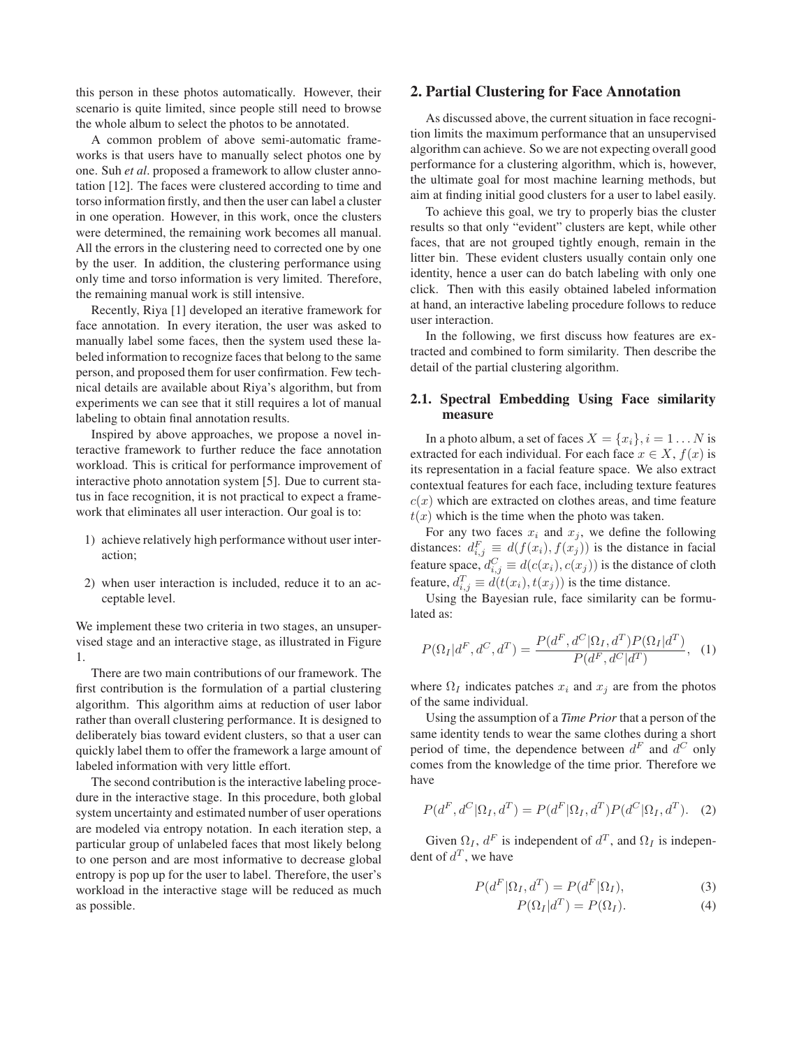this person in these photos automatically. However, their scenario is quite limited, since people still need to browse the whole album to select the photos to be annotated.

A common problem of above semi-automatic frameworks is that users have to manually select photos one by one. Suh *et al*. proposed a framework to allow cluster annotation [12]. The faces were clustered according to time and torso information firstly, and then the user can label a cluster in one operation. However, in this work, once the clusters were determined, the remaining work becomes all manual. All the errors in the clustering need to corrected one by one by the user. In addition, the clustering performance using only time and torso information is very limited. Therefore, the remaining manual work is still intensive.

Recently, Riya [1] developed an iterative framework for face annotation. In every iteration, the user was asked to manually label some faces, then the system used these labeled information to recognize faces that belong to the same person, and proposed them for user confirmation. Few technical details are available about Riya's algorithm, but from experiments we can see that it still requires a lot of manual labeling to obtain final annotation results.

Inspired by above approaches, we propose a novel interactive framework to further reduce the face annotation workload. This is critical for performance improvement of interactive photo annotation system [5]. Due to current status in face recognition, it is not practical to expect a framework that eliminates all user interaction. Our goal is to:

1) achieve relatively high performance without user interaction;
2) when user interaction is included, reduce it to an acceptable level.

We implement these two criteria in two stages, an unsupervised stage and an interactive stage, as illustrated in Figure 1.

There are two main contributions of our framework. The first contribution is the formulation of a partial clustering algorithm. This algorithm aims at reduction of user labor rather than overall clustering performance. It is designed to deliberately bias toward evident clusters, so that a user can quickly label them to offer the framework a large amount of labeled information with very little effort.

The second contribution is the interactive labeling procedure in the interactive stage. In this procedure, both global system uncertainty and estimated number of user operations are modeled via entropy notation. In each iteration step, a particular group of unlabeled faces that most likely belong to one person and are most informative to decrease global entropy is pop up for the user to label. Therefore, the user's workload in the interactive stage will be reduced as much as possible.

## 2. Partial Clustering for Face Annotation

As discussed above, the current situation in face recognition limits the maximum performance that an unsupervised algorithm can achieve. So we are not expecting overall good performance for a clustering algorithm, which is, however, the ultimate goal for most machine learning methods, but aim at finding initial good clusters for a user to label easily.

To achieve this goal, we try to properly bias the cluster results so that only "evident" clusters are kept, while other faces, that are not grouped tightly enough, remain in the litter bin. These evident clusters usually contain only one identity, hence a user can do batch labeling with only one click. Then with this easily obtained labeled information at hand, an interactive labeling procedure follows to reduce user interaction.

In the following, we first discuss how features are extracted and combined to form similarity. Then describe the detail of the partial clustering algorithm.

### 2.1. Spectral Embedding Using Face similarity measure

In a photo album, a set of faces $X = \{x_i\}, i = 1 \dots N$ is extracted for each individual. For each face $x \in X$, $f(x)$ is its representation in a facial feature space. We also extract contextual features for each face, including texture features $c(x)$ which are extracted on clothes areas, and time feature $t(x)$ which is the time when the photo was taken.

For any two faces $x_i$ and $x_j$, we define the following distances: $d^F_{i,j} \equiv d(f(x_i), f(x_j))$ is the distance in facial feature space, $d^C_{i,j} \equiv d(c(x_i), c(x_j))$ is the distance of cloth feature, $d^T_{i,j} \equiv d(t(x_i), t(x_j))$ is the time distance.

Using the Bayesian rule, face similarity can be formulated as:

$$P(\Omega_I | d^F, d^C, d^T) = \frac{P(d^F, d^C | \Omega_I, d^T) P(\Omega_I | d^T)}{P(d^F, d^C | d^T)}, \quad (1)$$

where $\Omega_I$ indicates patches $x_i$ and $x_j$ are from the photos of the same individual.

Using the assumption of a ***Time Prior*** that a person of the same identity tends to wear the same clothes during a short period of time, the dependence between $d^F$ and $d^C$ only comes from the knowledge of the time prior. Therefore we have

$$P(d^F, d^C | \Omega_I, d^T) = P(d^F | \Omega_I, d^T) P(d^C | \Omega_I, d^T). \quad (2)$$

Given $\Omega_I$, $d^F$ is independent of $d^T$, and $\Omega_I$ is independent of $d^T$, we have

$$P(d^F | \Omega_I, d^T) = P(d^F | \Omega_I), \quad (3)$$

$$P(\Omega_I | d^T) = P(\Omega_I). \quad (4)$$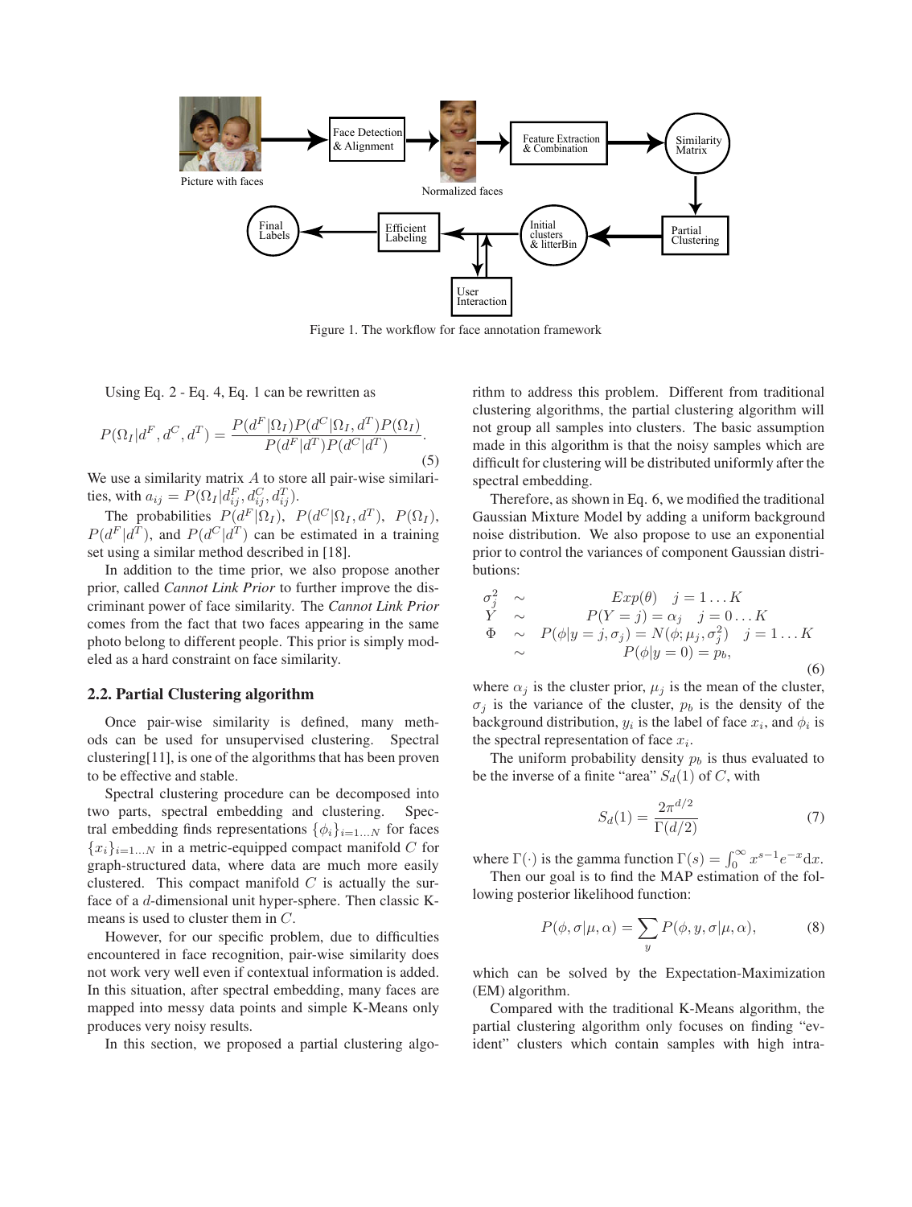Figure 1. The workflow for face annotation framework

Using Eq. 2 - Eq. 4, Eq. 1 can be rewritten as

$$P(\Omega_I|d^F, d^C, d^T) = \frac{P(d^F|\Omega_I)P(d^C|\Omega_I, d^T)P(\Omega_I)}{P(d^F|d^T)P(d^C|d^T)}. \tag{5}$$

We use a similarity matrix $A$ to store all pair-wise similarities, with $a_{ij} = P(\Omega_I|d^F_{ij}, d^C_{ij}, d^T_{ij})$.

The probabilities $P(d^F|\Omega_I)$, $P(d^C|\Omega_I, d^T)$, $P(\Omega_I)$, $P(d^F|d^T)$, and $P(d^C|d^T)$ can be estimated in a training set using a similar method described in [18].

In addition to the time prior, we also propose another prior, called *Cannot Link Prior* to further improve the discriminant power of face similarity. The *Cannot Link Prior* comes from the fact that two faces appearing in the same photo belong to different people. This prior is simply modeled as a hard constraint on face similarity.

## 2.2. Partial Clustering algorithm

Once pair-wise similarity is defined, many methods can be used for unsupervised clustering. Spectral clustering[11], is one of the algorithms that has been proven to be effective and stable.

Spectral clustering procedure can be decomposed into two parts, spectral embedding and clustering. Spectral embedding finds representations $\{\phi_i\}_{i=1...N}$ for faces $\{x_i\}_{i=1...N}$ in a metric-equipped compact manifold $C$ for graph-structured data, where data are much more easily clustered. This compact manifold $C$ is actually the surface of a $d$-dimensional unit hyper-sphere. Then classic K-means is used to cluster them in $C$.

However, for our specific problem, due to difficulties encountered in face recognition, pair-wise similarity does not work very well even if contextual information is added. In this situation, after spectral embedding, many faces are mapped into messy data points and simple K-Means only produces very noisy results.

In this section, we proposed a partial clustering algorithm to address this problem. Different from traditional clustering algorithms, the partial clustering algorithm will not group all samples into clusters. The basic assumption made in this algorithm is that the noisy samples which are difficult for clustering will be distributed uniformly after the spectral embedding.

Therefore, as shown in Eq. 6, we modified the traditional Gaussian Mixture Model by adding a uniform background noise distribution. We also propose to use an exponential prior to control the variances of component Gaussian distributions:

$$\begin{array}{rcl} \sigma_j^2 & \sim & Exp(\theta) \quad j = 1 \dots K \\ Y & \sim & P(Y = j) = \alpha_j \quad j = 0 \dots K \\ \Phi & \sim & P(\phi|y = j, \sigma_j) = N(\phi; \mu_j, \sigma_j^2) \quad j = 1 \dots K \\ & \sim & P(\phi|y = 0) = p_b, \end{array} \tag{6}$$

where $\alpha_j$ is the cluster prior, $\mu_j$ is the mean of the cluster, $\sigma_j$ is the variance of the cluster, $p_b$ is the density of the background distribution, $y_i$ is the label of face $x_i$, and $\phi_i$ is the spectral representation of face $x_i$.

The uniform probability density $p_b$ is thus evaluated to be the inverse of a finite "area" $S_d(1)$ of $C$, with

$$S_d(1) = \frac{2\pi^{d/2}}{\Gamma(d/2)} \tag{7}$$

where $\Gamma(\cdot)$ is the gamma function $\Gamma(s) = \int_0^\infty x^{s-1}e^{-x}\mathrm{d}x$.

Then our goal is to find the MAP estimation of the following posterior likelihood function:

$$P(\phi, \sigma|\mu, \alpha) = \sum_y P(\phi, y, \sigma|\mu, \alpha), \tag{8}$$

which can be solved by the Expectation-Maximization (EM) algorithm.

Compared with the traditional K-Means algorithm, the partial clustering algorithm only focuses on finding "evident" clusters which contain samples with high intra-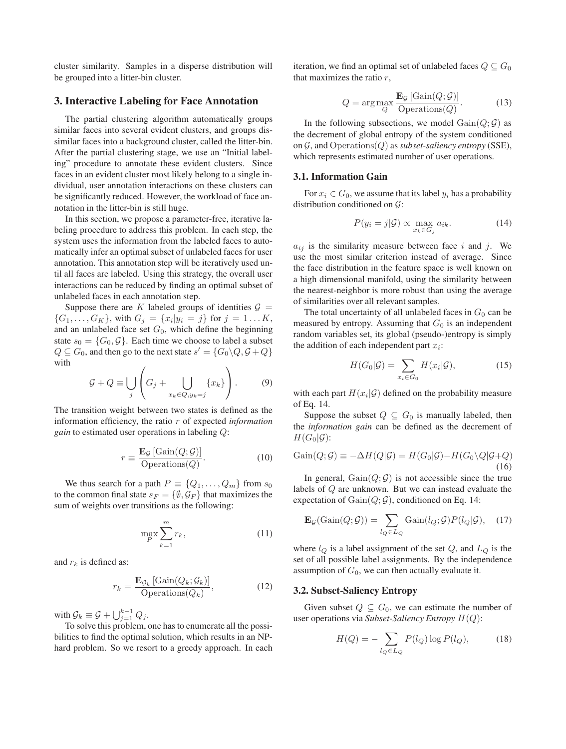cluster similarity. Samples in a disperse distribution will be grouped into a litter-bin cluster.

## 3. Interactive Labeling for Face Annotation

The partial clustering algorithm automatically groups similar faces into several evident clusters, and groups dissimilar faces into a background cluster, called the litter-bin. After the partial clustering stage, we use an "Initial labeling" procedure to annotate these evident clusters. Since faces in an evident cluster most likely belong to a single individual, user annotation interactions on these clusters can be significantly reduced. However, the workload of face annotation in the litter-bin is still huge.

In this section, we propose a parameter-free, iterative labeling procedure to address this problem. In each step, the system uses the information from the labeled faces to automatically infer an optimal subset of unlabeled faces for user annotation. This annotation step will be iteratively used until all faces are labeled. Using this strategy, the overall user interactions can be reduced by finding an optimal subset of unlabeled faces in each annotation step.

Suppose there are $K$ labeled groups of identities $\mathcal{G} = \{G_1, \ldots, G_K\}$, with $G_j = \{x_i | y_i = j\}$ for $j = 1 \ldots K$, and an unlabeled face set $G_0$, which define the beginning state $s_0 = \{G_0, \mathcal{G}\}$. Each time we choose to label a subset $Q \subseteq G_0$, and then go to the next state $s' = \{G_0 \backslash Q, \mathcal{G} + Q\}$ with

$$\mathcal{G} + Q \equiv \bigcup_j \left( G_j + \bigcup_{x_k \in Q, y_k = j} \{x_k\} \right). \tag{9}$$

The transition weight between two states is defined as the information efficiency, the ratio $r$ of expected *information gain* to estimated user operations in labeling $Q$:

$$r \equiv \frac{\mathbf{E}_{\mathcal{G}}\left[\mathrm{Gain}(Q; \mathcal{G})\right]}{\mathrm{Operations}(Q)}. \tag{10}$$

We thus search for a path $P \equiv \{Q_1, \ldots, Q_m\}$ from $s_0$ to the common final state $s_F = \{\emptyset, \mathcal{G}_F\}$ that maximizes the sum of weights over transitions as the following:

$$\max_P \sum_{k=1}^{m} r_k, \tag{11}$$

and $r_k$ is defined as:

$$r_k = \frac{\mathbf{E}_{\mathcal{G}_k}\left[\mathrm{Gain}(Q_k; \mathcal{G}_k)\right]}{\mathrm{Operations}(Q_k)}, \tag{12}$$

with $\mathcal{G}_k \equiv \mathcal{G} + \bigcup_{j=1}^{k-1} Q_j$.

To solve this problem, one has to enumerate all the possibilities to find the optimal solution, which results in an NP-hard problem. So we resort to a greedy approach. In each iteration, we find an optimal set of unlabeled faces $Q \subseteq G_0$ that maximizes the ratio $r$,

$$Q = \arg\max_Q \frac{\mathbf{E}_{\mathcal{G}}\left[\mathrm{Gain}(Q; \mathcal{G})\right]}{\mathrm{Operations}(Q)}. \tag{13}$$

In the following subsections, we model $\mathrm{Gain}(Q; \mathcal{G})$ as the decrement of global entropy of the system conditioned on $\mathcal{G}$, and $\mathrm{Operations}(Q)$ as *subset-saliency entropy* (SSE), which represents estimated number of user operations.

### 3.1. Information Gain

For $x_i \in G_0$, we assume that its label $y_i$ has a probability distribution conditioned on $\mathcal{G}$:

$$P(y_i = j | \mathcal{G}) \propto \max_{x_k \in G_j} a_{ik}. \tag{14}$$

$a_{ij}$ is the similarity measure between face $i$ and $j$. We use the most similar criterion instead of average. Since the face distribution in the feature space is well known on a high dimensional manifold, using the similarity between the nearest-neighbor is more robust than using the average of similarities over all relevant samples.

The total uncertainty of all unlabeled faces in $G_0$ can be measured by entropy. Assuming that $G_0$ is an independent random variables set, its global (pseudo-)entropy is simply the addition of each independent part $x_i$:

$$H(G_0 | \mathcal{G}) = \sum_{x_i \in G_0} H(x_i | \mathcal{G}), \tag{15}$$

with each part $H(x_i | \mathcal{G})$ defined on the probability measure of Eq. 14.

Suppose the subset $Q \subseteq G_0$ is manually labeled, then the *information gain* can be defined as the decrement of $H(G_0 | \mathcal{G})$:

$$\mathrm{Gain}(Q; \mathcal{G}) \equiv -\Delta H(Q | \mathcal{G}) = H(G_0 | \mathcal{G}) - H(G_0 \backslash Q | \mathcal{G} + Q) \tag{16}$$

In general, $\mathrm{Gain}(Q; \mathcal{G})$ is not accessible since the true labels of $Q$ are unknown. But we can instead evaluate the expectation of $\mathrm{Gain}(Q; \mathcal{G})$, conditioned on Eq. 14:

$$\mathbf{E}_{\mathcal{G}}(\mathrm{Gain}(Q; \mathcal{G})) = \sum_{l_Q \in L_Q} \mathrm{Gain}(l_Q; \mathcal{G}) P(l_Q | \mathcal{G}), \tag{17}$$

where $l_Q$ is a label assignment of the set $Q$, and $L_Q$ is the set of all possible label assignments. By the independence assumption of $G_0$, we can then actually evaluate it.

### 3.2. Subset-Saliency Entropy

Given subset $Q \subseteq G_0$, we can estimate the number of user operations via *Subset-Saliency Entropy* $H(Q)$:

$$H(Q) = -\sum_{l_Q \in L_Q} P(l_Q) \log P(l_Q), \tag{18}$$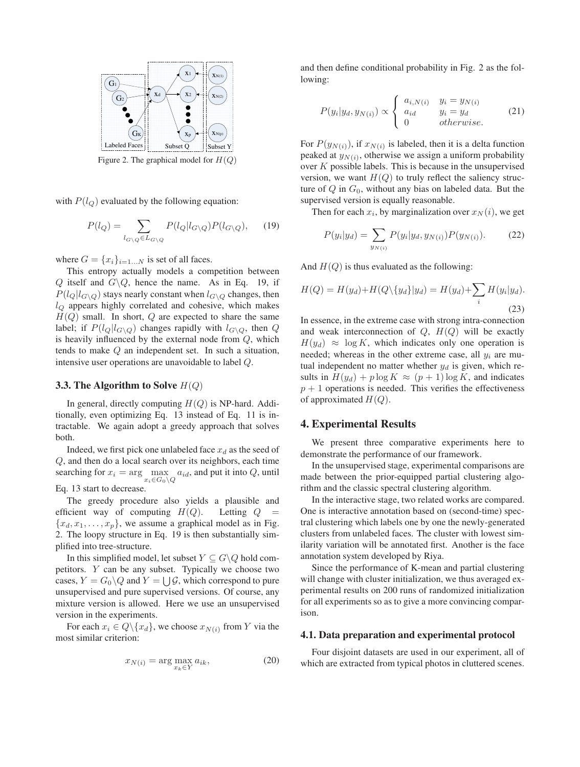Figure 2. The graphical model for $H(Q)$

with $P(l_Q)$ evaluated by the following equation:

$$P(l_Q) = \sum_{l_{G\backslash Q} \in L_{G\backslash Q}} P(l_Q|l_{G\backslash Q})P(l_{G\backslash Q}), \quad (19)$$

where $G = \{x_i\}_{i=1...N}$ is set of all faces.

This entropy actually models a competition between $Q$ itself and $G\backslash Q$, hence the name. As in Eq. 19, if $P(l_Q|l_{G\backslash Q})$ stays nearly constant when $l_{G\backslash Q}$ changes, then $l_Q$ appears highly correlated and cohesive, which makes $H(Q)$ small. In short, $Q$ are expected to share the same label; if $P(l_Q|l_{G\backslash Q})$ changes rapidly with $l_{G\backslash Q}$, then $Q$ is heavily influenced by the external node from $Q$, which tends to make $Q$ an independent set. In such a situation, intensive user operations are unavoidable to label $Q$.

### 3.3. The Algorithm to Solve $H(Q)$

In general, directly computing $H(Q)$ is NP-hard. Additionally, even optimizing Eq. 13 instead of Eq. 11 is intractable. We again adopt a greedy approach that solves both.

Indeed, we first pick one unlabeled face $x_d$ as the seed of $Q$, and then do a local search over its neighbors, each time searching for $x_i = \arg \max_{x_i \in G_0\backslash Q} a_{id}$, and put it into $Q$, until Eq. 13 start to decrease.

The greedy procedure also yields a plausible and efficient way of computing $H(Q)$. Letting $Q = \{x_d, x_1, \ldots, x_p\}$, we assume a graphical model as in Fig. 2. The loopy structure in Eq. 19 is then substantially simplified into tree-structure.

In this simplified model, let subset $Y \subseteq G\backslash Q$ hold competitors. $Y$ can be any subset. Typically we choose two cases, $Y = G_0\backslash Q$ and $Y = \bigcup \mathcal{G}$, which correspond to pure unsupervised and pure supervised versions. Of course, any mixture version is allowed. Here we use an unsupervised version in the experiments.

For each $x_i \in Q\backslash\{x_d\}$, we choose $x_{N(i)}$ from $Y$ via the most similar criterion:

$$x_{N(i)} = \arg \max_{x_k \in Y} a_{ik}, \quad (20)$$

and then define conditional probability in Fig. 2 as the following:

$$P(y_i|y_d, y_{N(i)}) \propto \begin{cases} a_{i,N(i)} & y_i = y_{N(i)} \\ a_{id} & y_i = y_d \\ 0 & otherwise. \end{cases} \quad (21)$$

For $P(y_{N(i)})$, if $x_{N(i)}$ is labeled, then it is a delta function peaked at $y_{N(i)}$, otherwise we assign a uniform probability over $K$ possible labels. This is because in the unsupervised version, we want $H(Q)$ to truly reflect the saliency structure of $Q$ in $G_0$, without any bias on labeled data. But the supervised version is equally reasonable.

Then for each $x_i$, by marginalization over $x_N(i)$, we get

$$P(y_i|y_d) = \sum_{y_{N(i)}} P(y_i|y_d, y_{N(i)})P(y_{N(i)}). \quad (22)$$

And $H(Q)$ is thus evaluated as the following:

$$H(Q) = H(y_d) + H(Q\backslash\{y_d\}|y_d) = H(y_d) + \sum_i H(y_i|y_d). \quad (23)$$

In essence, in the extreme case with strong intra-connection and weak interconnection of $Q$, $H(Q)$ will be exactly $H(y_d) \approx \log K$, which indicates only one operation is needed; whereas in the other extreme case, all $y_i$ are mutual independent no matter whether $y_d$ is given, which results in $H(y_d) + p \log K \approx (p+1) \log K$, and indicates $p+1$ operations is needed. This verifies the effectiveness of approximated $H(Q)$.

## 4. Experimental Results

We present three comparative experiments here to demonstrate the performance of our framework.

In the unsupervised stage, experimental comparisons are made between the prior-equipped partial clustering algorithm and the classic spectral clustering algorithm.

In the interactive stage, two related works are compared. One is interactive annotation based on (second-time) spectral clustering which labels one by one the newly-generated clusters from unlabeled faces. The cluster with lowest similarity variation will be annotated first. Another is the face annotation system developed by Riya.

Since the performance of K-mean and partial clustering will change with cluster initialization, we thus averaged experimental results on 200 runs of randomized initialization for all experiments so as to give a more convincing comparison.

### 4.1. Data preparation and experimental protocol

Four disjoint datasets are used in our experiment, all of which are extracted from typical photos in cluttered scenes.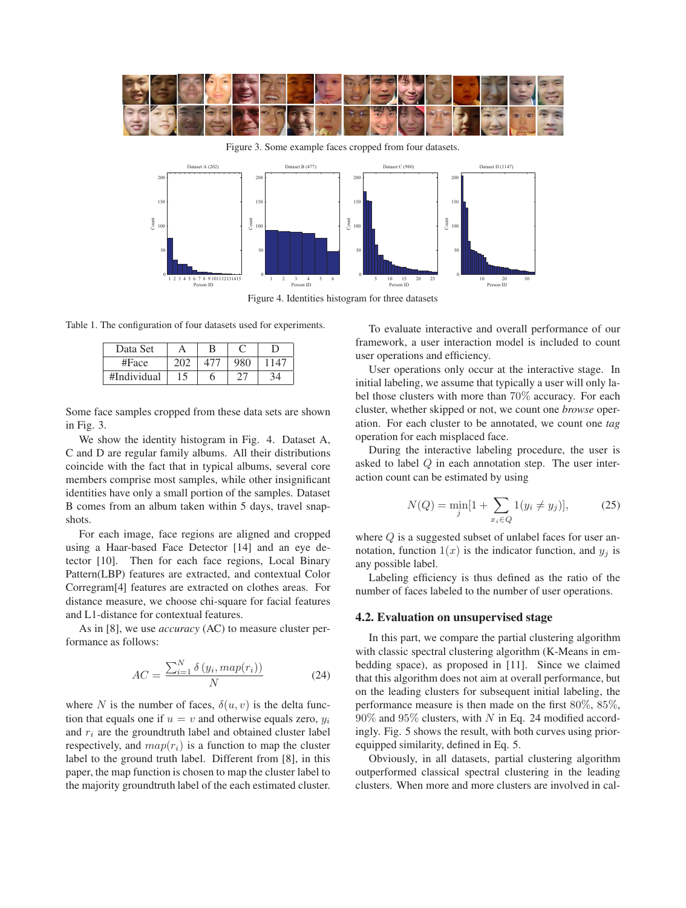Figure 3. Some example faces cropped from four datasets.

Figure 4. Identities histogram for three datasets

Table 1. The configuration of four datasets used for experiments.

| Data Set | A | B | C | D |
| --- | --- | --- | --- | --- |
| #Face | 202 | 477 | 980 | 1147 |
| #Individual | 15 | 6 | 27 | 34 |

Some face samples cropped from these data sets are shown in Fig. 3.

We show the identity histogram in Fig. 4. Dataset A, C and D are regular family albums. All their distributions coincide with the fact that in typical albums, several core members comprise most samples, while other insignificant identities have only a small portion of the samples. Dataset B comes from an album taken within 5 days, travel snapshots.

For each image, face regions are aligned and cropped using a Haar-based Face Detector [14] and an eye detector [10]. Then for each face regions, Local Binary Pattern(LBP) features are extracted, and contextual Color Corregram[4] features are extracted on clothes areas. For distance measure, we choose chi-square for facial features and L1-distance for contextual features.

As in [8], we use *accuracy* (AC) to measure cluster performance as follows:

$$AC = \frac{\sum_{i=1}^{N} \delta\left(y_i, map(r_i)\right)}{N} \tag{24}$$

where $N$ is the number of faces, $\delta(u, v)$ is the delta function that equals one if $u = v$ and otherwise equals zero, $y_i$ and $r_i$ are the groundtruth label and obtained cluster label respectively, and $map(r_i)$ is a function to map the cluster label to the ground truth label. Different from [8], in this paper, the map function is chosen to map the cluster label to the majority groundtruth label of the each estimated cluster.

To evaluate interactive and overall performance of our framework, a user interaction model is included to count user operations and efficiency.

User operations only occur at the interactive stage. In initial labeling, we assume that typically a user will only label those clusters with more than $70\%$ accuracy. For each cluster, whether skipped or not, we count one *browse* operation. For each cluster to be annotated, we count one *tag* operation for each misplaced face.

During the interactive labeling procedure, the user is asked to label $Q$ in each annotation step. The user interaction count can be estimated by using

$$N(Q) = \min_j [1 + \sum_{x_i \in Q} 1(y_i \neq y_j)], \tag{25}$$

where $Q$ is a suggested subset of unlabel faces for user annotation, function $1(x)$ is the indicator function, and $y_j$ is any possible label.

Labeling efficiency is thus defined as the ratio of the number of faces labeled to the number of user operations.

## 4.2. Evaluation on unsupervised stage

In this part, we compare the partial clustering algorithm with classic spectral clustering algorithm (K-Means in embedding space), as proposed in [11]. Since we claimed that this algorithm does not aim at overall performance, but on the leading clusters for subsequent initial labeling, the performance measure is then made on the first $80\%$, $85\%$, $90\%$ and $95\%$ clusters, with $N$ in Eq. 24 modified accordingly. Fig. 5 shows the result, with both curves using prior-equipped similarity, defined in Eq. 5.

Obviously, in all datasets, partial clustering algorithm outperformed classical spectral clustering in the leading clusters. When more and more clusters are involved in cal-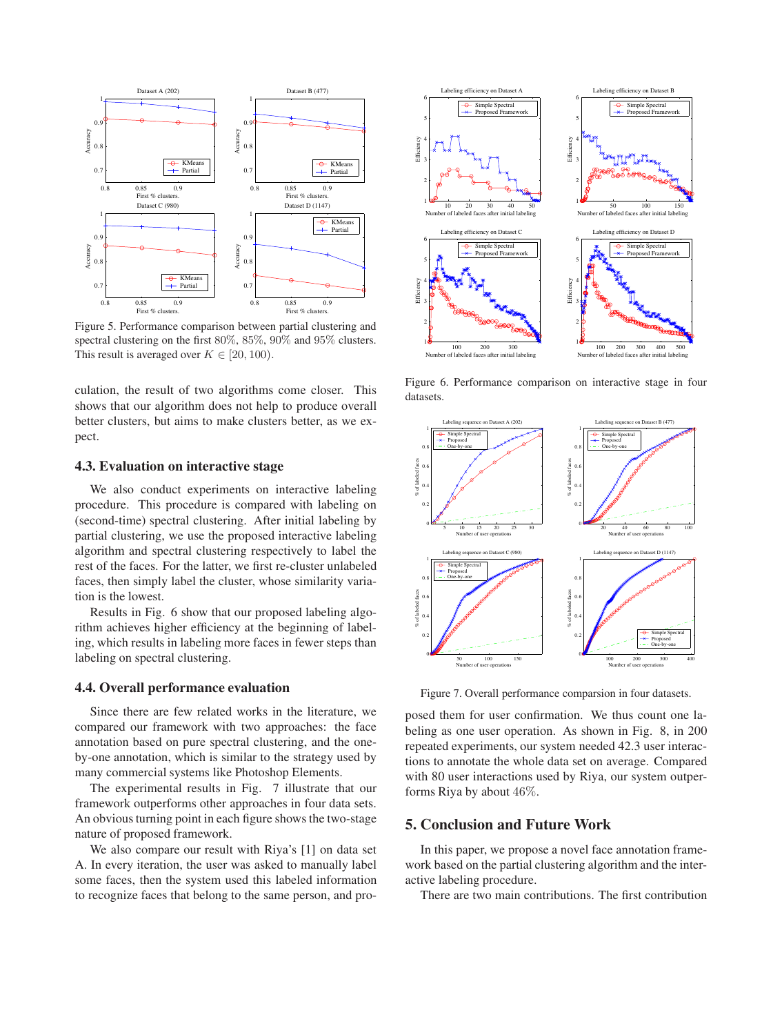Figure 5. Performance comparison between partial clustering and spectral clustering on the first 80%, 85%, 90% and 95% clusters. This result is averaged over $K \in [20, 100)$.

culation, the result of two algorithms come closer. This shows that our algorithm does not help to produce overall better clusters, but aims to make clusters better, as we expect.

### 4.3. Evaluation on interactive stage

We also conduct experiments on interactive labeling procedure. This procedure is compared with labeling on (second-time) spectral clustering. After initial labeling by partial clustering, we use the proposed interactive labeling algorithm and spectral clustering respectively to label the rest of the faces. For the latter, we first re-cluster unlabeled faces, then simply label the cluster, whose similarity variation is the lowest.

Results in Fig. 6 show that our proposed labeling algorithm achieves higher efficiency at the beginning of labeling, which results in labeling more faces in fewer steps than labeling on spectral clustering.

### 4.4. Overall performance evaluation

Since there are few related works in the literature, we compared our framework with two approaches: the face annotation based on pure spectral clustering, and the one-by-one annotation, which is similar to the strategy used by many commercial systems like Photoshop Elements.

The experimental results in Fig. 7 illustrate that our framework outperforms other approaches in four data sets. An obvious turning point in each figure shows the two-stage nature of proposed framework.

We also compare our result with Riya's [1] on data set A. In every iteration, the user was asked to manually label some faces, then the system used this labeled information to recognize faces that belong to the same person, and proposed them for user confirmation. We thus count one labeling as one user operation. As shown in Fig. 8, in 200 repeated experiments, our system needed 42.3 user interactions to annotate the whole data set on average. Compared with 80 user interactions used by Riya, our system outperforms Riya by about 46%.

Figure 6. Performance comparison on interactive stage in four datasets.

Figure 7. Overall performance comparsion in four datasets.

## 5. Conclusion and Future Work

In this paper, we propose a novel face annotation framework based on the partial clustering algorithm and the interactive labeling procedure.

There are two main contributions. The first contribution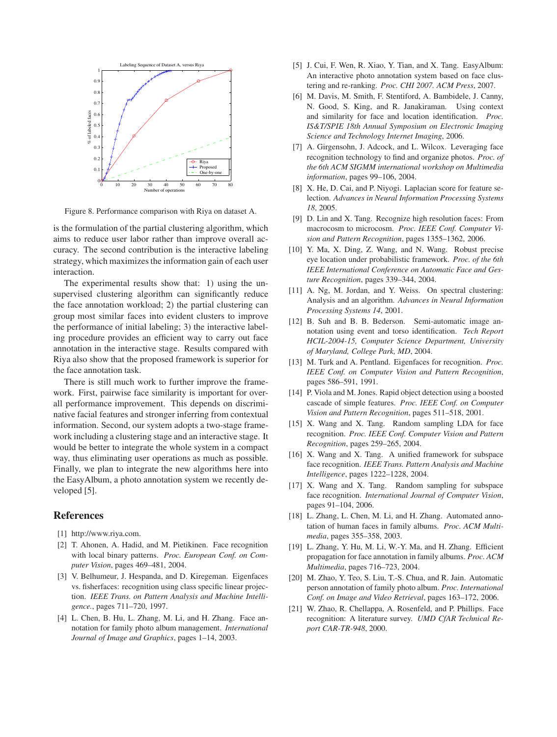Labeling Sequence of Dataset A, versus Riya

% of labeled faces

Number of operations

0 10 20 30 40 50 60 70 80

0 0.1 0.2 0.3 0.4 0.5 0.6 0.7 0.8 0.9 1

Riya
Proposed
One-by-one

Figure 8. Performance comparison with Riya on dataset A.

is the formulation of the partial clustering algorithm, which aims to reduce user labor rather than improve overall accuracy. The second contribution is the interactive labeling strategy, which maximizes the information gain of each user interaction.

The experimental results show that: 1) using the unsupervised clustering algorithm can significantly reduce the face annotation workload; 2) the partial clustering can group most similar faces into evident clusters to improve the performance of initial labeling; 3) the interactive labeling procedure provides an efficient way to carry out face annotation in the interactive stage. Results compared with Riya also show that the proposed framework is superior for the face annotation task.

There is still much work to further improve the framework. First, pairwise face similarity is important for overall performance improvement. This depends on discriminative facial features and stronger inferring from contextual information. Second, our system adopts a two-stage framework including a clustering stage and an interactive stage. It would be better to integrate the whole system in a compact way, thus eliminating user operations as much as possible. Finally, we plan to integrate the new algorithms here into the EasyAlbum, a photo annotation system we recently developed [5].

## References

[1] http://www.riya.com.

[2] T. Ahonen, A. Hadid, and M. Pietikinen. Face recognition with local binary patterns. *Proc. European Conf. on Computer Vision*, pages 469–481, 2004.

[3] V. Belhumeur, J. Hespanda, and D. Kiregeman. Eigenfaces vs. fisherfaces: recognition using class specific linear projection. *IEEE Trans. on Pattern Analysis and Machine Intelligence.*, pages 711–720, 1997.

[4] L. Chen, B. Hu, L. Zhang, M. Li, and H. Zhang. Face annotation for family photo album management. *International Journal of Image and Graphics*, pages 1–14, 2003.

[5] J. Cui, F. Wen, R. Xiao, Y. Tian, and X. Tang. EasyAlbum: An interactive photo annotation system based on face clustering and re-ranking. *Proc. CHI 2007. ACM Press*, 2007.

[6] M. Davis, M. Smith, F. Stentiford, A. Bambidele, J. Canny, N. Good, S. King, and R. Janakiraman. Using context and similarity for face and location identification. *Proc. IS&T/SPIE 18th Annual Symposium on Electronic Imaging Science and Technology Internet Imaging*, 2006.

[7] A. Girgensohn, J. Adcock, and L. Wilcox. Leveraging face recognition technology to find and organize photos. *Proc. of the 6th ACM SIGMM international workshop on Multimedia information*, pages 99–106, 2004.

[8] X. He, D. Cai, and P. Niyogi. Laplacian score for feature selection. *Advances in Neural Information Processing Systems 18*, 2005.

[9] D. Lin and X. Tang. Recognize high resolution faces: From macrocosm to microcosm. *Proc. IEEE Conf. Computer Vision and Pattern Recognition*, pages 1355–1362, 2006.

[10] Y. Ma, X. Ding, Z. Wang, and N. Wang. Robust precise eye location under probabilistic framework. *Proc. of the 6th IEEE International Conference on Automatic Face and Gesture Recognition*, pages 339–344, 2004.

[11] A. Ng, M. Jordan, and Y. Weiss. On spectral clustering: Analysis and an algorithm. *Advances in Neural Information Processing Systems 14*, 2001.

[12] B. Suh and B. B. Bederson. Semi-automatic image annotation using event and torso identification. *Tech Report HCIL-2004-15, Computer Science Department, University of Maryland, College Park, MD*, 2004.

[13] M. Turk and A. Pentland. Eigenfaces for recognition. *Proc. IEEE Conf. on Computer Vision and Pattern Recognition*, pages 586–591, 1991.

[14] P. Viola and M. Jones. Rapid object detection using a boosted cascade of simple features. *Proc. IEEE Conf. on Computer Vision and Pattern Recognition*, pages 511–518, 2001.

[15] X. Wang and X. Tang. Random sampling LDA for face recognition. *Proc. IEEE Conf. Computer Vision and Pattern Recognition*, pages 259–265, 2004.

[16] X. Wang and X. Tang. A unified framework for subspace face recognition. *IEEE Trans. Pattern Analysis and Machine Intelligence*, pages 1222–1228, 2004.

[17] X. Wang and X. Tang. Random sampling for subspace face recognition. *International Journal of Computer Vision*, pages 91–104, 2006.

[18] L. Zhang, L. Chen, M. Li, and H. Zhang. Automated annotation of human faces in family albums. *Proc. ACM Multimedia*, pages 355–358, 2003.

[19] L. Zhang, Y. Hu, M. Li, W.-Y. Ma, and H. Zhang. Efficient propagation for face annotation in family albums. *Proc. ACM Multimedia*, pages 716–723, 2004.

[20] M. Zhao, Y. Teo, S. Liu, T.-S. Chua, and R. Jain. Automatic person annotation of family photo album. *Proc. International Conf. on Image and Video Retrieval*, pages 163–172, 2006.

[21] W. Zhao, R. Chellappa, A. Rosenfeld, and P. Phillips. Face recognition: A literature survey. *UMD CfAR Technical Report CAR-TR-948*, 2000.